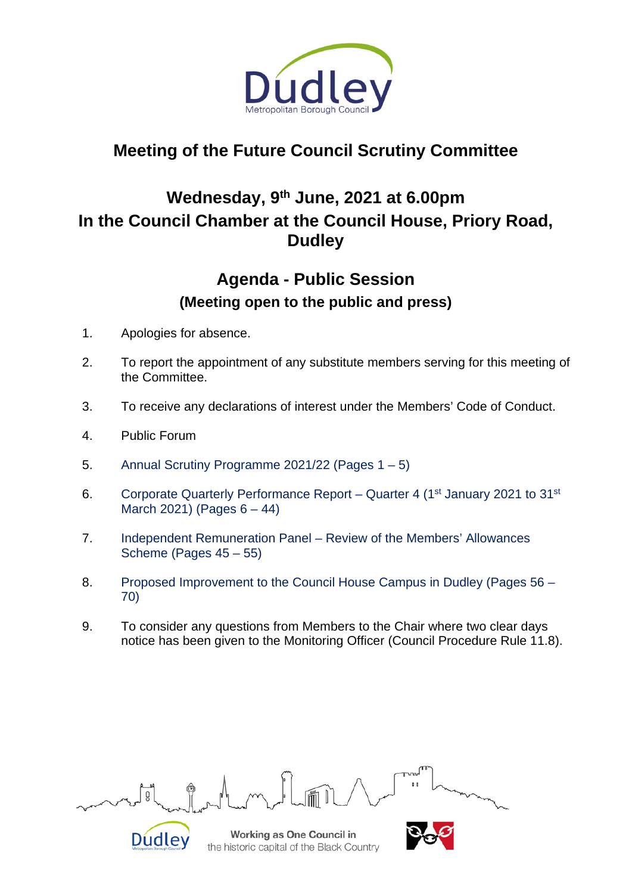# Meeting of the Future Council Scrutiny Committee

## Wednesday, 9th June, 2021 at 6.00pm
## In the Council Chamber at the Council House, Priory Road, Dudley

## Agenda - Public Session
### (Meeting open to the public and press)

1. Apologies for absence.

2. To report the appointment of any substitute members serving for this meeting of the Committee.

3. To receive any declarations of interest under the Members' Code of Conduct.

4. Public Forum

5. Annual Scrutiny Programme 2021/22 (Pages 1 – 5)

6. Corporate Quarterly Performance Report – Quarter 4 (1st January 2021 to 31st March 2021) (Pages 6 – 44)

7. Independent Remuneration Panel – Review of the Members' Allowances Scheme (Pages 45 – 55)

8. Proposed Improvement to the Council House Campus in Dudley (Pages 56 – 70)

9. To consider any questions from Members to the Chair where two clear days notice has been given to the Monitoring Officer (Council Procedure Rule 11.8).

Working as One Council in the historic capital of the Black Country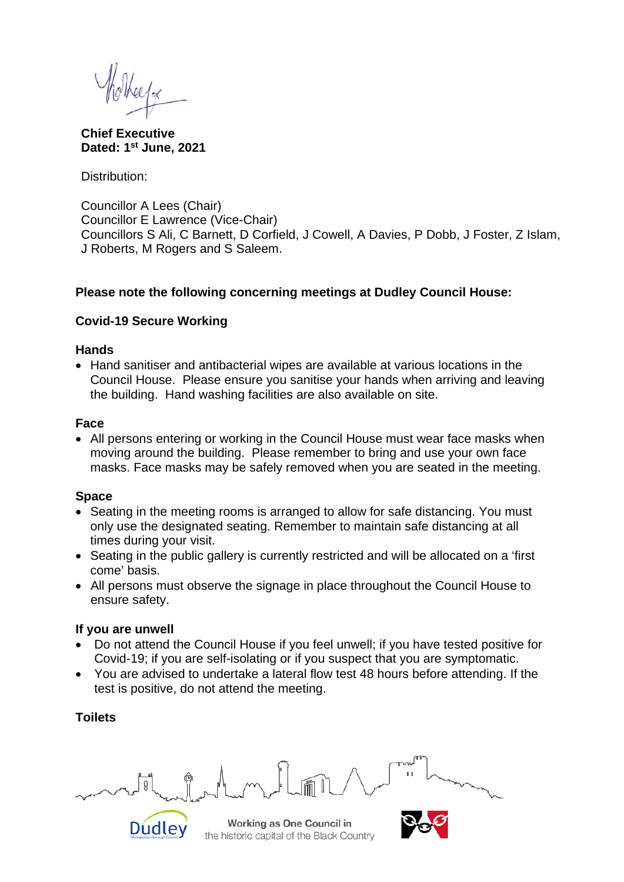**Chief Executive**
**Dated: 1st June, 2021**

Distribution:

Councillor A Lees (Chair)
Councillor E Lawrence (Vice-Chair)
Councillors S Ali, C Barnett, D Corfield, J Cowell, A Davies, P Dobb, J Foster, Z Islam, J Roberts, M Rogers and S Saleem.

**Please note the following concerning meetings at Dudley Council House:**

**Covid-19 Secure Working**

**Hands**

- Hand sanitiser and antibacterial wipes are available at various locations in the Council House. Please ensure you sanitise your hands when arriving and leaving the building. Hand washing facilities are also available on site.

**Face**

- All persons entering or working in the Council House must wear face masks when moving around the building. Please remember to bring and use your own face masks. Face masks may be safely removed when you are seated in the meeting.

**Space**

- Seating in the meeting rooms is arranged to allow for safe distancing. You must only use the designated seating. Remember to maintain safe distancing at all times during your visit.
- Seating in the public gallery is currently restricted and will be allocated on a 'first come' basis.
- All persons must observe the signage in place throughout the Council House to ensure safety.

**If you are unwell**

- Do not attend the Council House if you feel unwell; if you have tested positive for Covid-19; if you are self-isolating or if you suspect that you are symptomatic.
- You are advised to undertake a lateral flow test 48 hours before attending. If the test is positive, do not attend the meeting.

**Toilets**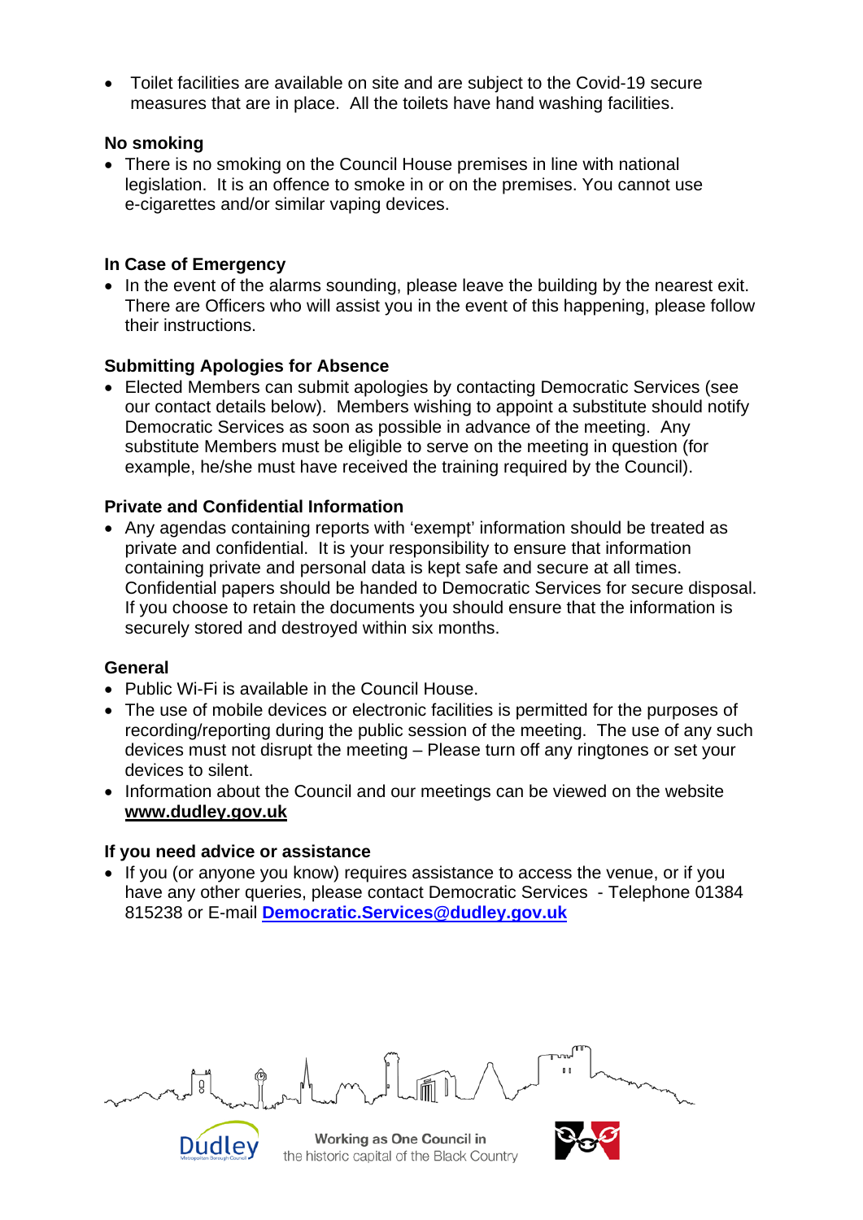- Toilet facilities are available on site and are subject to the Covid-19 secure measures that are in place. All the toilets have hand washing facilities.

**No smoking**

- There is no smoking on the Council House premises in line with national legislation. It is an offence to smoke in or on the premises. You cannot use e-cigarettes and/or similar vaping devices.

**In Case of Emergency**

- In the event of the alarms sounding, please leave the building by the nearest exit. There are Officers who will assist you in the event of this happening, please follow their instructions.

**Submitting Apologies for Absence**

- Elected Members can submit apologies by contacting Democratic Services (see our contact details below). Members wishing to appoint a substitute should notify Democratic Services as soon as possible in advance of the meeting. Any substitute Members must be eligible to serve on the meeting in question (for example, he/she must have received the training required by the Council).

**Private and Confidential Information**

- Any agendas containing reports with 'exempt' information should be treated as private and confidential. It is your responsibility to ensure that information containing private and personal data is kept safe and secure at all times. Confidential papers should be handed to Democratic Services for secure disposal. If you choose to retain the documents you should ensure that the information is securely stored and destroyed within six months.

**General**

- Public Wi-Fi is available in the Council House.
- The use of mobile devices or electronic facilities is permitted for the purposes of recording/reporting during the public session of the meeting. The use of any such devices must not disrupt the meeting – Please turn off any ringtones or set your devices to silent.
- Information about the Council and our meetings can be viewed on the website **www.dudley.gov.uk**

**If you need advice or assistance**

- If you (or anyone you know) requires assistance to access the venue, or if you have any other queries, please contact Democratic Services - Telephone 01384 815238 or E-mail **Democratic.Services@dudley.gov.uk**

Working as One Council in the historic capital of the Black Country